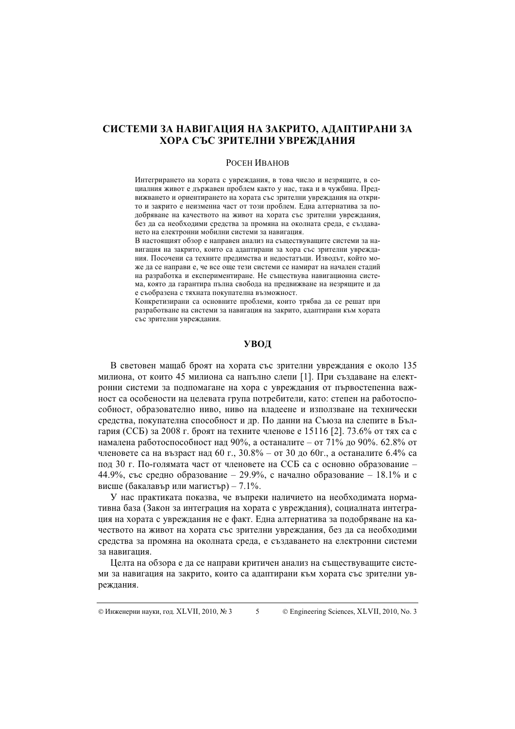# СИСТЕМИ ЗА НАВИГАЦИЯ НА ЗАКРИТО, АДАПТИРАНИ ЗА ХОРА СЪС ЗРИТЕЛНИ УВРЕЖДАНИЯ

РОСЕН ИВАНОВ

Интегрирането на хората с увреждания, в това число и незрящите, в социалния живот е държавен проблем както у нас, така и в чужбина. Предвижването и ориентирането на хората със зрителни увреждания на открито и закрито е неизменна част от този проблем. Една алтернатива за подобряване на качеството на живот на хората със зрителни увреждания, без да са необходими средства за промяна на околната среда, е създаването на електронни мобилни системи за навигация.

В настоящият обзор е направен анализ на съществуващите системи за навигация на закрито, които са адаптирани за хора със зрителни увреждания. Посочени са техните предимства и недостатъци. Изводът, който може да се направи е, че все още тези системи се намират на начален стадий на разработка и експериментиране. Не съществува навигационна система, която да гарантира пълна свобода на предвижване на незрящите и да е съобразена с тяхната покупателна възможност.

Конкретизирани са основните проблеми, които трябва да се решат при разработване на системи за навигация на закрито, адаптирани към хората със зрителни увреждания.

## УВОД

В световен мащаб броят на хората със зрителни увреждания е около 135 милиона, от които 45 милиона са напълно слепи [1]. При създаване на електронни системи за подпомагане на хора с увреждания от първостепенна важност са особеностите на целевата група потребители, като: степен на работоспособност, образователно ниво, ниво на владеене и използване на технически средства, покупателна способност и др. По данни на Съюза на слепите в България (ССБ) за 2008 г. броят на техните членове е 15116 [2]. 73.6% от тях са с намалена работоспособност над 90%, а останалите – от 71% до 90%. 62.8% от членовете са на възраст над 60 г., 30.8% – от 30 до 60г., а останалите 6.4% са под 30 г. По-голямата част от членовете на ССБ са с основно образование – 44.9%, със средно образование – 29.9%, с начално образование – 18.1% и с висше (бакалавър или магистър) – 7.1%.

У нас практиката показва, че въпреки наличието на необходимата нормативна база (Закон за интеграция на хората с увреждания), социалната интеграция на хората с увреждания не е факт. Една алтернатива за подобряване на качеството на живот на хората със зрителни увреждания, без да са необходими средства за промяна на околната среда, е създаването на електронни системи за навигация.

Целта на обзора е да се направи критичен анализ на съществуващите системи за навигация на закрито, които са адаптирани към хората със зрителни увреждания.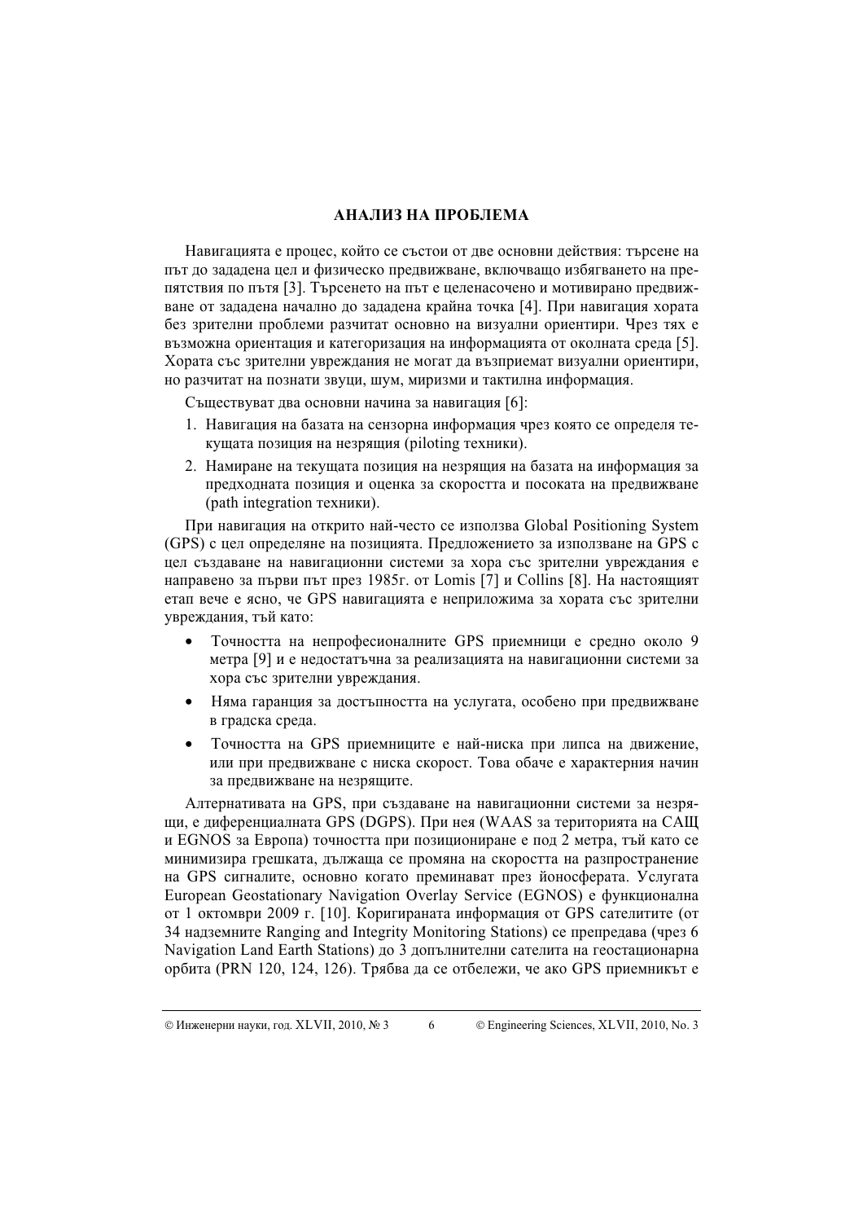## АНАЛИЗ НА ПРОБЛЕМА

Навигацията е процес, който се състои от две основни действия: търсене на път до зададена цел и физическо предвижване, включващо избягването на препятствия по пътя [3]. Търсенето на път е целенасочено и мотивирано предвижване от зададена начално до зададена крайна точка [4]. При навигация хората без зрителни проблеми разчитат основно на визуални ориентири. Чрез тях е възможна ориентация и категоризация на информацията от околната среда [5]. Хората със зрителни увреждания не могат да възприемат визуални ориентири, но разчитат на познати звуци, шум, миризми и тактилна информация.

Съществуват два основни начина за навигация [6]:

1. Навигация на базата на сензорна информация чрез която се определя текущата позиция на незрящия (piloting техники).
2. Намиране на текущата позиция на незрящия на базата на информация за предходната позиция и оценка за скоростта и посоката на предвижване (path integration техники).

При навигация на открито най-често се използва Global Positioning System (GPS) с цел определяне на позицията. Предложението за използване на GPS с цел създаване на навигационни системи за хора със зрителни увреждания е направено за първи път през 1985г. от Lomis [7] и Collins [8]. На настоящият етап вече е ясно, че GPS навигацията е неприложима за хората със зрителни увреждания, тъй като:

- Точността на непрофесионалните GPS приемници е средно около 9 метра [9] и е недостатъчна за реализацията на навигационни системи за хора със зрителни увреждания.
- Няма гаранция за достъпността на услугата, особено при предвижване в градска среда.
- Точността на GPS приемниците е най-ниска при липса на движение, или при предвижване с ниска скорост. Това обаче е характерния начин за предвижване на незрящите.

Алтернативата на GPS, при създаване на навигационни системи за незрящи, е диференциалната GPS (DGPS). При нея (WAAS за територията на САЩ и EGNOS за Европа) точността при позициониране е под 2 метра, тъй като се минимизира грешката, дължаща се промяна на скоростта на разпространение на GPS сигналите, основно когато преминават през йоносферата. Услугата European Geostationary Navigation Overlay Service (EGNOS) е функционална от 1 октомври 2009 г. [10]. Коригираната информация от GPS сателитите (от 34 надземните Ranging and Integrity Monitoring Stations) се препредава (чрез 6 Navigation Land Earth Stations) до 3 допълнителни сателита на геостационарна орбита (PRN 120, 124, 126). Трябва да се отбележи, че ако GPS приемникът е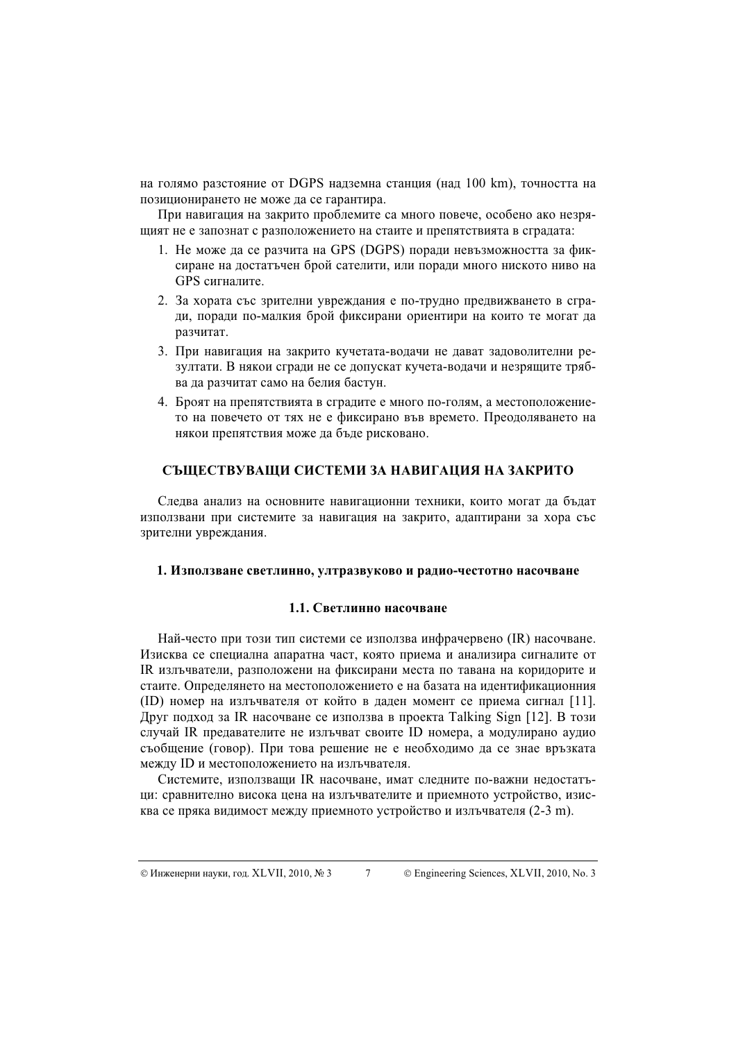на голямо разстояние от DGPS надземна станция (над 100 km), точността на позиционирането не може да се гарантира.

При навигация на закрито проблемите са много повече, особено ако незрящият не е запознат с разположението на стаите и препятствията в сградата:

1. Не може да се разчита на GPS (DGPS) поради невъзможността за фиксиране на достатъчен брой сателити, или поради много ниското ниво на GPS сигналите.
2. За хората със зрителни увреждания е по-трудно предвижването в сгради, поради по-малкия брой фиксирани ориентири на които те могат да разчитат.
3. При навигация на закрито кучетата-водачи не дават задоволителни резултати. В някои сгради не се допускат кучета-водачи и незрящите трябва да разчитат само на белия бастун.
4. Броят на препятствията в сградите е много по-голям, а местоположението на повечето от тях не е фиксирано във времето. Преодоляването на някои препятствия може да бъде рисковано.

## СЪЩЕСТВУВАЩИ СИСТЕМИ ЗА НАВИГАЦИЯ НА ЗАКРИТО

Следва анализ на основните навигационни техники, които могат да бъдат използвани при системите за навигация на закрито, адаптирани за хора със зрителни увреждания.

### 1. Използване светлинно, ултразвуково и радио-честотно насочване

#### 1.1. Светлинно насочване

Най-често при този тип системи се използва инфрачервено (IR) насочване. Изисква се специална апаратна част, която приема и анализира сигналите от IR излъчватели, разположени на фиксирани места по тавана на коридорите и стаите. Определянето на местоположението е на базата на идентификационния (ID) номер на излъчвателя от който в даден момент се приема сигнал [11]. Друг подход за IR насочване се използва в проекта Talking Sign [12]. В този случай IR предавателите не излъчват своите ID номера, а модулирано аудио съобщение (говор). При това решение не е необходимо да се знае връзката между ID и местоположението на излъчвателя.

Системите, използващи IR насочване, имат следните по-важни недостатъци: сравнително висока цена на излъчвателите и приемното устройство, изисква се пряка видимост между приемното устройство и излъчвателя (2-3 m).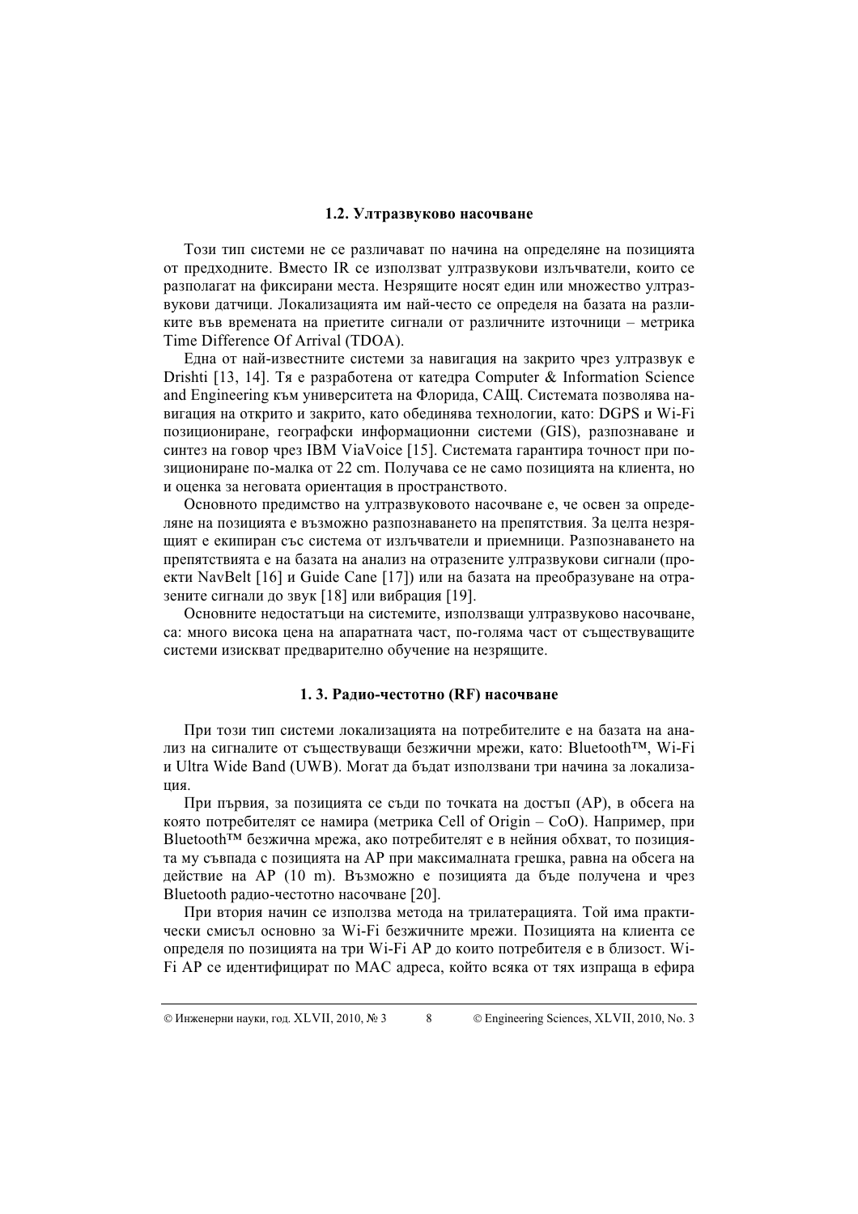### 1.2. Ултразвуково насочване

Този тип системи не се различават по начина на определяне на позицията от предходните. Вместо IR се използват ултразвукови излъчватели, които се разполагат на фиксирани места. Незрящите носят един или множество ултразвукови датчици. Локализацията им най-често се определя на базата на разликите във времената на приетите сигнали от различните източници – метрика Time Difference Of Arrival (TDOA).

Една от най-известните системи за навигация на закрито чрез ултразвук е Drishti [13, 14]. Тя е разработена от катедра Computer & Information Science and Engineering към университета на Флорида, САЩ. Системата позволява навигация на открито и закрито, като обединява технологии, като: DGPS и Wi-Fi позициониране, географски информационни системи (GIS), разпознаване и синтез на говор чрез IBM ViaVoice [15]. Системата гарантира точност при позициониране по-малка от 22 cm. Получава се не само позицията на клиента, но и оценка за неговата ориентация в пространството.

Основното предимство на ултразвуковото насочване е, че освен за определяне на позицията е възможно разпознаването на препятствия. За целта незрящият е екипиран със система от излъчватели и приемници. Разпознаването на препятствията е на базата на анализ на отразените ултразвукови сигнали (проекти NavBelt [16] и Guide Cane [17]) или на базата на преобразуване на отразените сигнали до звук [18] или вибрация [19].

Основните недостатъци на системите, използващи ултразвуково насочване, са: много висока цена на апаратната част, по-голяма част от съществуващите системи изискват предварително обучение на незрящите.

### 1. 3. Радио-честотно (RF) насочване

При този тип системи локализацията на потребителите е на базата на анализ на сигналите от съществуващи безжични мрежи, като: Bluetooth™, Wi-Fi и Ultra Wide Band (UWB). Могат да бъдат използвани три начина за локализация.

При първия, за позицията се съди по точката на достъп (AP), в обсега на която потребителят се намира (метрика Cell of Origin – CoO). Например, при Bluetooth™ безжична мрежа, ако потребителят е в нейния обхват, то позицията му съвпада с позицията на AP при максималната грешка, равна на обсега на действие на AP (10 m). Възможно е позицията да бъде получена и чрез Bluetooth радио-честотно насочване [20].

При втория начин се използва метода на трилатерацията. Той има практически смисъл основно за Wi-Fi безжичните мрежи. Позицията на клиента се определя по позицията на три Wi-Fi AP до които потребителя е в близост. Wi-Fi AP се идентифицират по MAC адреса, който всяка от тях изпраща в ефира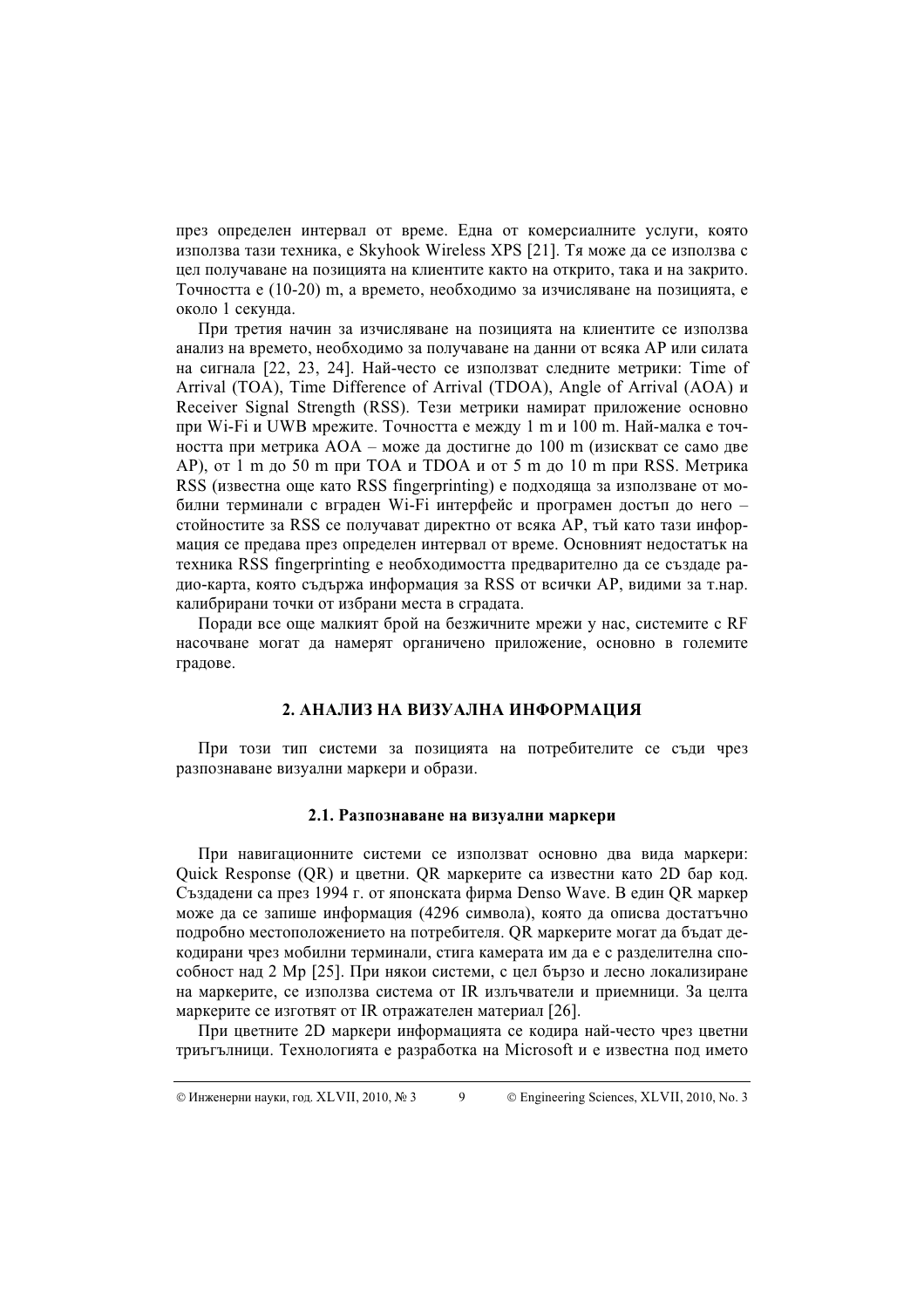през определен интервал от време. Една от комерсиалните услуги, която използва тази техника, е Skyhook Wireless XPS [21]. Тя може да се използва с цел получаване на позицията на клиентите както на открито, така и на закрито. Точността е (10-20) m, а времето, необходимо за изчисляване на позицията, е около 1 секунда.

При третия начин за изчисляване на позицията на клиентите се използва анализ на времето, необходимо за получаване на данни от всяка AP или силата на сигнала [22, 23, 24]. Най-често се използват следните метрики: Time of Arrival (TOA), Time Difference of Arrival (TDOA), Angle of Arrival (AOA) и Receiver Signal Strength (RSS). Тези метрики намират приложение основно при Wi-Fi и UWB мрежите. Точността е между 1 m и 100 m. Най-малка е точността при метрика AOA – може да достигне до 100 m (изискват се само две AP), от 1 m до 50 m при TOA и TDOA и от 5 m до 10 m при RSS. Метрика RSS (известна още като RSS fingerprinting) е подходяща за използване от мобилни терминали с вграден Wi-Fi интерфейс и програмен достъп до него – стойностите за RSS се получават директно от всяка AP, тъй като тази информация се предава през определен интервал от време. Основният недостатък на техника RSS fingerprinting е необходимостта предварително да се създаде радио-карта, която съдържа информация за RSS от всички AP, видими за т.нар. калибрирани точки от избрани места в сградата.

Поради все още малкият брой на безжичните мрежи у нас, системите с RF насочване могат да намерят органичено приложение, основно в големите градове.

## 2. АНАЛИЗ НА ВИЗУАЛНА ИНФОРМАЦИЯ

При този тип системи за позицията на потребителите се съди чрез разпознаване визуални маркери и образи.

### 2.1. Разпознаване на визуални маркери

При навигационните системи се използват основно два вида маркери: Quick Response (QR) и цветни. QR маркерите са известни като 2D бар код. Създадени са през 1994 г. от японската фирма Denso Wave. В един QR маркер може да се запише информация (4296 символа), която да описва достатъчно подробно местоположението на потребителя. QR маркерите могат да бъдат декодирани чрез мобилни терминали, стига камерата им да е с разделителна способност над 2 Mp [25]. При някои системи, с цел бързо и лесно локализиране на маркерите, се използва система от IR излъчватели и приемници. За целта маркерите се изготвят от IR отражателен материал [26].

При цветните 2D маркери информацията се кодира най-често чрез цветни триъгълници. Технологията е разработка на Microsoft и е известна под името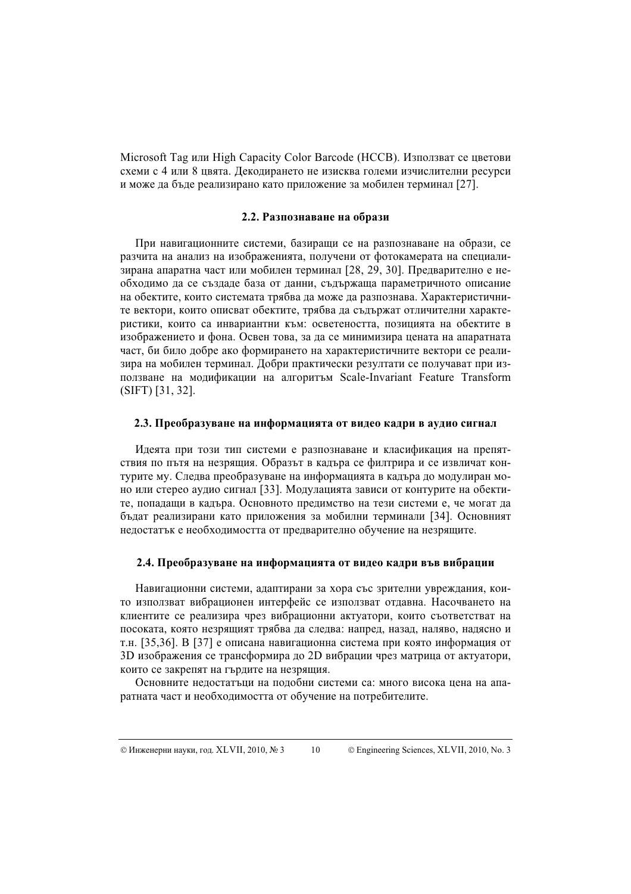Microsoft Tag или High Capacity Color Barcode (HCCB). Използват се цветови схеми с 4 или 8 цвята. Декодирането не изисква големи изчислителни ресурси и може да бъде реализирано като приложение за мобилен терминал [27].

### 2.2. Разпознаване на образи

При навигационните системи, базиращи се на разпознаване на образи, се разчита на анализ на изображенията, получени от фотокамерата на специализирана апаратна част или мобилен терминал [28, 29, 30]. Предварително е необходимо да се създаде база от данни, съдържаща параметричното описание на обектите, които системата трябва да може да разпознава. Характеристичните вектори, които описват обектите, трябва да съдържат отличителни характеристики, които са инвариантни към: осветеността, позицията на обектите в изображението и фона. Освен това, за да се минимизира цената на апаратната част, би било добре ако формирането на характеристичните вектори се реализира на мобилен терминал. Добри практически резултати се получават при използване на модификации на алгоритъм Scale-Invariant Feature Transform (SIFT) [31, 32].

### 2.3. Преобразуване на информацията от видео кадри в аудио сигнал

Идеята при този тип системи е разпознаване и класификация на препятствия по пътя на незрящия. Образът в кадъра се филтрира и се извличат контурите му. Следва преобразуване на информацията в кадъра до модулиран моно или стерео аудио сигнал [33]. Модулацията зависи от контурите на обектите, попадащи в кадъра. Основното предимство на тези системи е, че могат да бъдат реализирани като приложения за мобилни терминали [34]. Основният недостатък е необходимостта от предварително обучение на незрящите.

### 2.4. Преобразуване на информацията от видео кадри във вибрации

Навигационни системи, адаптирани за хора със зрителни увреждания, които използват вибрационен интерфейс се използват отдавна. Насочването на клиентите се реализира чрез вибрационни актуатори, които съответстват на посоката, която незрящият трябва да следва: напред, назад, наляво, надясно и т.н. [35,36]. В [37] е описана навигационна система при която информация от 3D изображения се трансформира до 2D вибрации чрез матрица от актуатори, които се закрепят на гърдите на незрящия.

Основните недостатъци на подобни системи са: много висока цена на апаратната част и необходимостта от обучение на потребителите.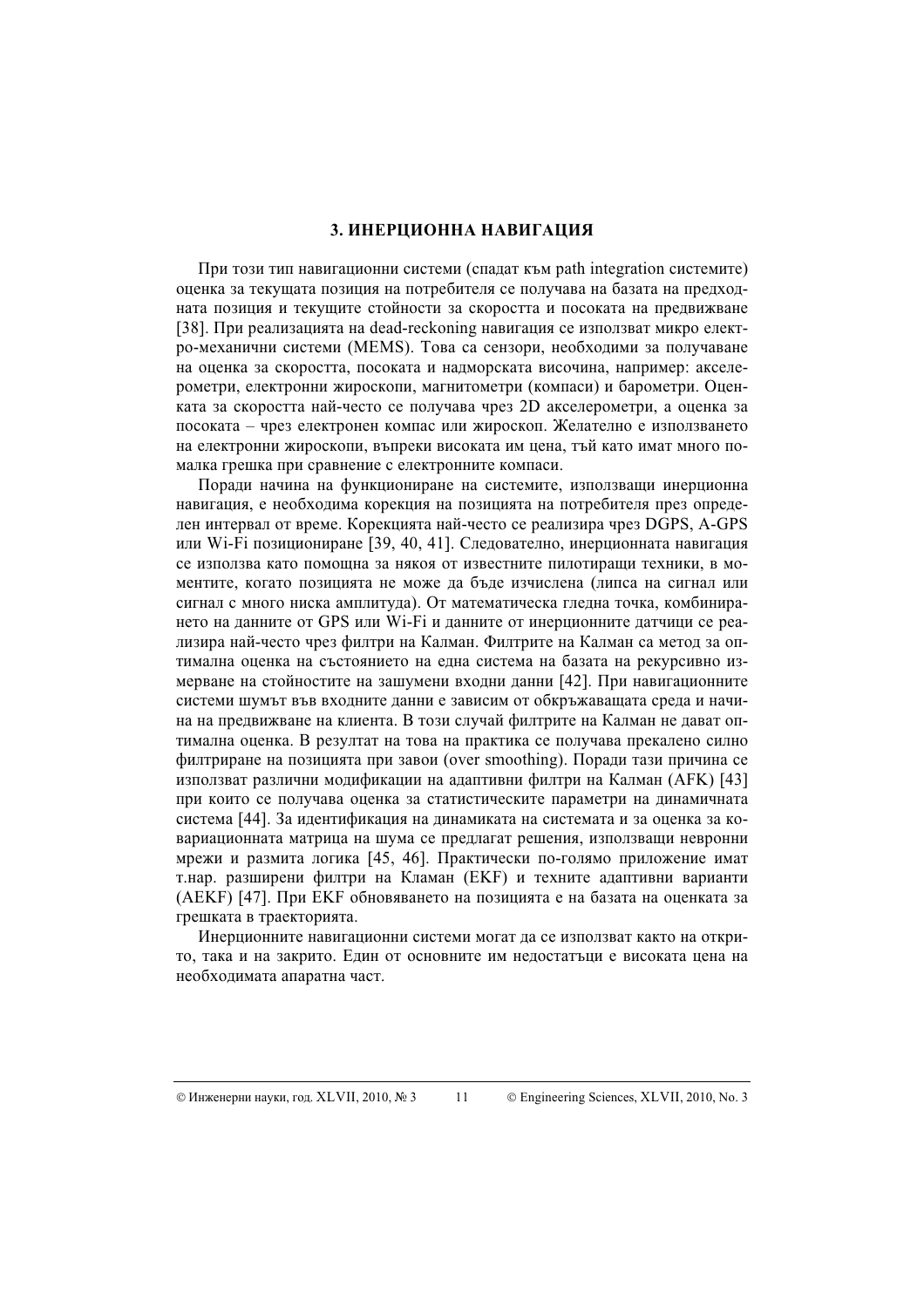## 3. ИНЕРЦИОННА НАВИГАЦИЯ

При този тип навигационни системи (спадат към path integration системите) оценка за текущата позиция на потребителя се получава на базата на предходната позиция и текущите стойности за скоростта и посоката на предвижване [38]. При реализацията на dead-reckoning навигация се използват микро електро-механични системи (MEMS). Това са сензори, необходими за получаване на оценка за скоростта, посоката и надморската височина, например: акселерометри, електронни жироскопи, магнитометри (компаси) и барометри. Оценката за скоростта най-често се получава чрез 2D акселерометри, а оценка за посоката – чрез електронен компас или жироскоп. Желателно е използването на електронни жироскопи, въпреки високата им цена, тъй като имат много по-малка грешка при сравнение с електронните компаси.

Поради начина на функциониране на системите, използващи инерционна навигация, е необходима корекция на позицията на потребителя през определен интервал от време. Корекцията най-често се реализира чрез DGPS, A-GPS или Wi-Fi позициониране [39, 40, 41]. Следователно, инерционната навигация се използва като помощна за някоя от известните пилотиращи техники, в моментите, когато позицията не може да бъде изчислена (липса на сигнал или сигнал с много ниска амплитуда). От математическа гледна точка, комбинирането на данните от GPS или Wi-Fi и данните от инерционните датчици се реализира най-често чрез филтри на Калман. Филтрите на Калман са метод за оптимална оценка на състоянието на една система на базата на рекурсивно измерване на стойностите на зашумени входни данни [42]. При навигационните системи шумът във входните данни е зависим от обкръжаващата среда и начина на предвижване на клиента. В този случай филтрите на Калман не дават оптимална оценка. В резултат на това на практика се получава прекалено силно филтриране на позицията при завои (over smoothing). Поради тази причина се използват различни модификации на адаптивни филтри на Калман (AFK) [43] при които се получава оценка за статистическите параметри на динамичната система [44]. За идентификация на динамиката на системата и за оценка за ковариационната матрица на шума се предлагат решения, използващи невронни мрежи и размита логика [45, 46]. Практически по-голямо приложение имат т.нар. разширени филтри на Кламан (EKF) и техните адаптивни варианти (AEKF) [47]. При EKF обновяването на позицията е на базата на оценката за грешката в траекторията.

Инерционните навигационни системи могат да се използват както на открито, така и на закрито. Един от основните им недостатъци е високата цена на необходимата апаратна част.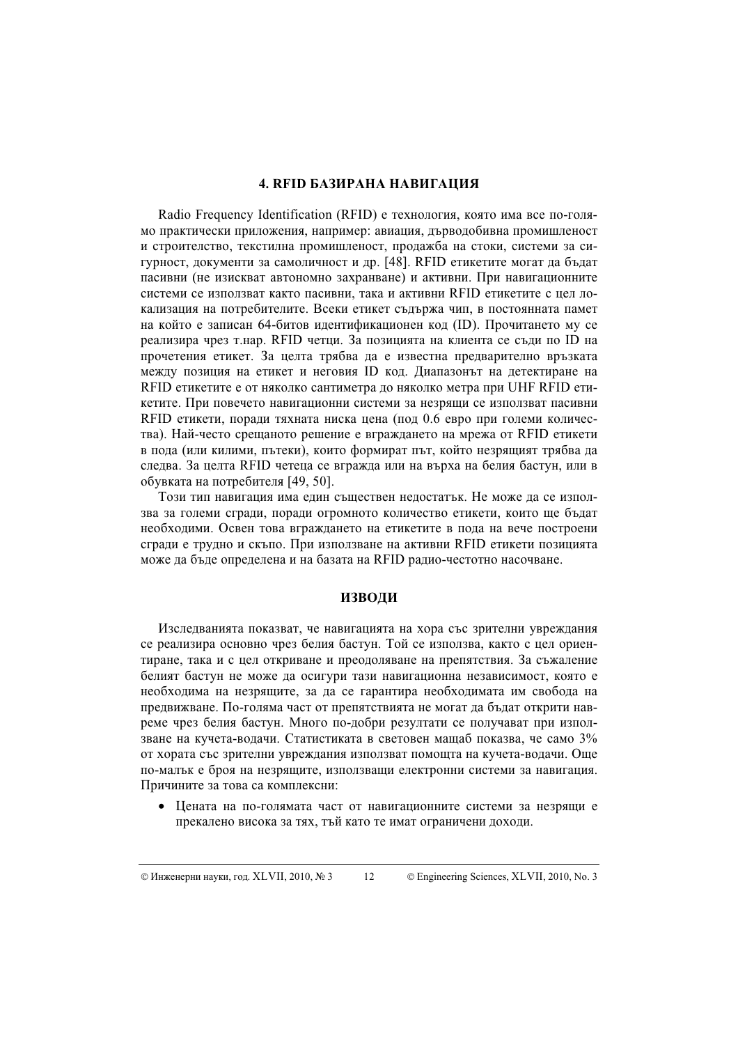## 4. RFID БАЗИРАНА НАВИГАЦИЯ

Radio Frequency Identification (RFID) е технология, която има все по-голямо практически приложения, например: авиация, дърводобивна промишленост и строителство, текстилна промишленост, продажба на стоки, системи за сигурност, документи за самоличност и др. [48]. RFID етикетите могат да бъдат пасивни (не изискват автономно захранване) и активни. При навигационните системи се използват както пасивни, така и активни RFID етикетите с цел локализация на потребителите. Всеки етикет съдържа чип, в постоянната памет на който е записан 64-битов идентификационен код (ID). Прочитането му се реализира чрез т.нар. RFID четци. За позицията на клиента се съди по ID на прочетения етикет. За целта трябва да е известна предварително връзката между позиция на етикет и неговия ID код. Диапазонът на детектиране на RFID етикетите е от няколко сантиметра до няколко метра при UHF RFID етикетите. При повечето навигационни системи за незрящи се използват пасивни RFID етикети, поради тяхната ниска цена (под 0.6 евро при големи количества). Най-често срещаното решение е вграждането на мрежа от RFID етикети в пода (или килими, пътеки), които формират път, който незрящият трябва да следва. За целта RFID четеца се вгражда или на върха на белия бастун, или в обувката на потребителя [49, 50].

Този тип навигация има един съществен недостатък. Не може да се използва за големи сгради, поради огромното количество етикети, които ще бъдат необходими. Освен това вграждането на етикетите в пода на вече построени сгради е трудно и скъпо. При използване на активни RFID етикети позицията може да бъде определена и на базата на RFID радио-честотно насочване.

## ИЗВОДИ

Изследванията показват, че навигацията на хора със зрителни увреждания се реализира основно чрез белия бастун. Той се използва, както с цел ориентиране, така и с цел откриване и преодоляване на препятствия. За съжаление белият бастун не може да осигури тази навигационна независимост, която е необходима на незрящите, за да се гарантира необходимата им свобода на предвижване. По-голяма част от препятствията не могат да бъдат открити навреме чрез белия бастун. Много по-добри резултати се получават при използване на кучета-водачи. Статистиката в световен мащаб показва, че само 3% от хората със зрителни увреждания използват помощта на кучета-водачи. Още по-малък е броя на незрящите, използващи електронни системи за навигация. Причините за това са комплексни:

- Цената на по-голямата част от навигационните системи за незрящи е прекалено висока за тях, тъй като те имат ограничени доходи.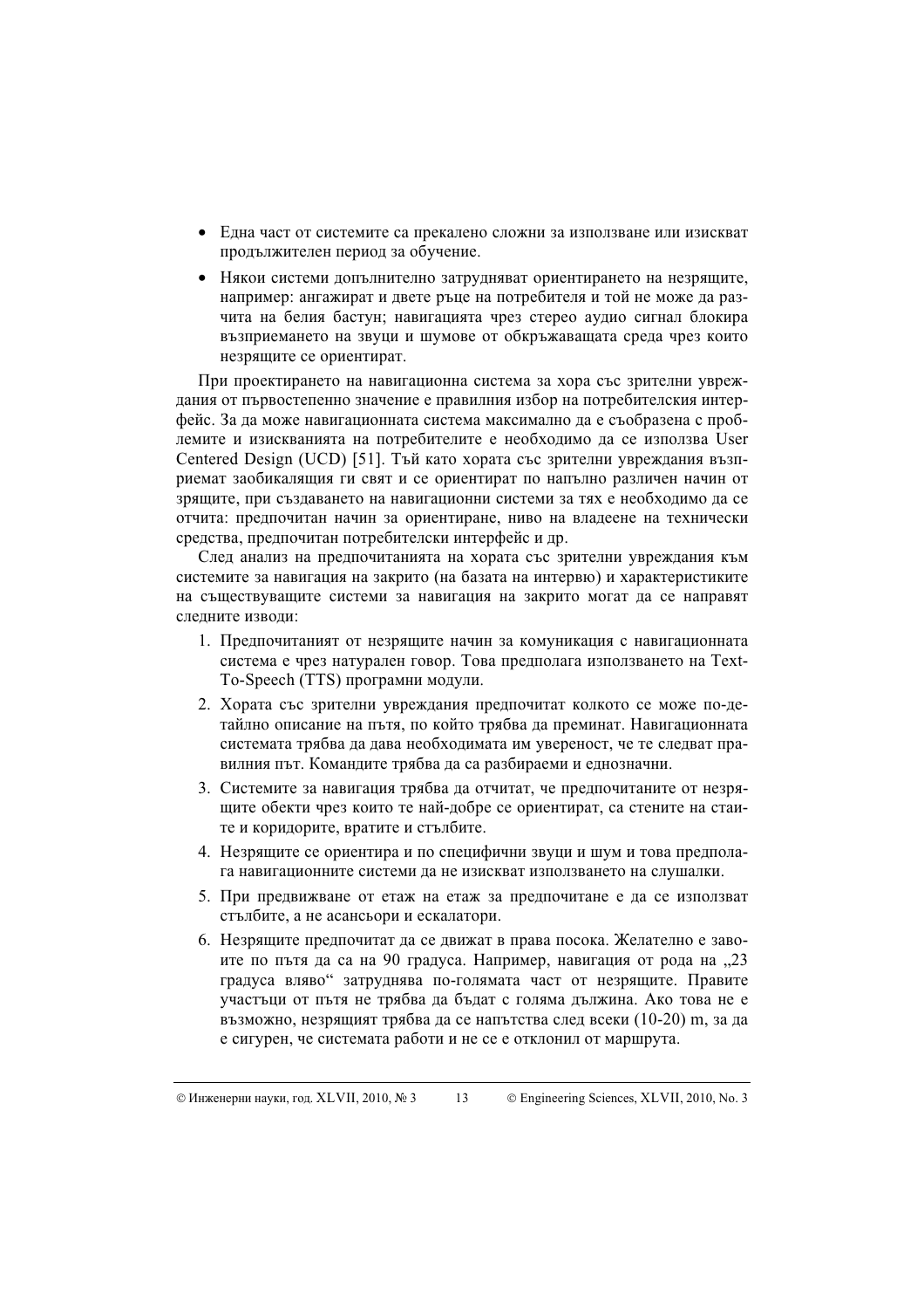- Една част от системите са прекалено сложни за използване или изискват продължителен период за обучение.
- Някои системи допълнително затрудняват ориентирането на незрящите, например: ангажират и двете ръце на потребителя и той не може да разчита на белия бастун; навигацията чрез стерео аудио сигнал блокира възприемането на звуци и шумове от обкръжаващата среда чрез които незрящите се ориентират.

При проектирането на навигационна система за хора със зрителни увреждания от първостепенно значение е правилния избор на потребителския интерфейс. За да може навигационната система максимално да е съобразена с проблемите и изискванията на потребителите е необходимо да се използва User Centered Design (UCD) [51]. Тъй като хората със зрителни увреждания възприемат заобикалящия ги свят и се ориентират по напълно различен начин от зрящите, при създаването на навигационни системи за тях е необходимо да се отчита: предпочитан начин за ориентиране, ниво на владеене на технически средства, предпочитан потребителски интерфейс и др.

След анализ на предпочитанията на хората със зрителни увреждания към системите за навигация на закрито (на базата на интервю) и характеристиките на съществуващите системи за навигация на закрито могат да се направят следните изводи:

1. Предпочитаният от незрящите начин за комуникация с навигационната система е чрез натурален говор. Това предполага използването на Text-To-Speech (TTS) програмни модули.
2. Хората със зрителни увреждания предпочитат колкото се може по-детайлно описание на пътя, по който трябва да преминат. Навигационната системата трябва да дава необходимата им увереност, че те следват правилния път. Командите трябва да са разбираеми и еднозначни.
3. Системите за навигация трябва да отчитат, че предпочитаните от незрящите обекти чрез които те най-добре се ориентират, са стените на стаите и коридорите, вратите и стълбите.
4. Незрящите се ориентира и по специфични звуци и шум и това предполага навигационните системи да не изискват използването на слушалки.
5. При предвижване от етаж на етаж за предпочитане е да се използват стълбите, а не асансьори и ескалатори.
6. Незрящите предпочитат да се движат в права посока. Желателно е завоите по пътя да са на 90 градуса. Например, навигация от рода на „23 градуса вляво“ затруднява по-голямата част от незрящите. Правите участъци от пътя не трябва да бъдат с голяма дължина. Ако това не е възможно, незрящият трябва да се напътства след всеки (10-20) m, за да е сигурен, че системата работи и не се е отклонил от маршрута.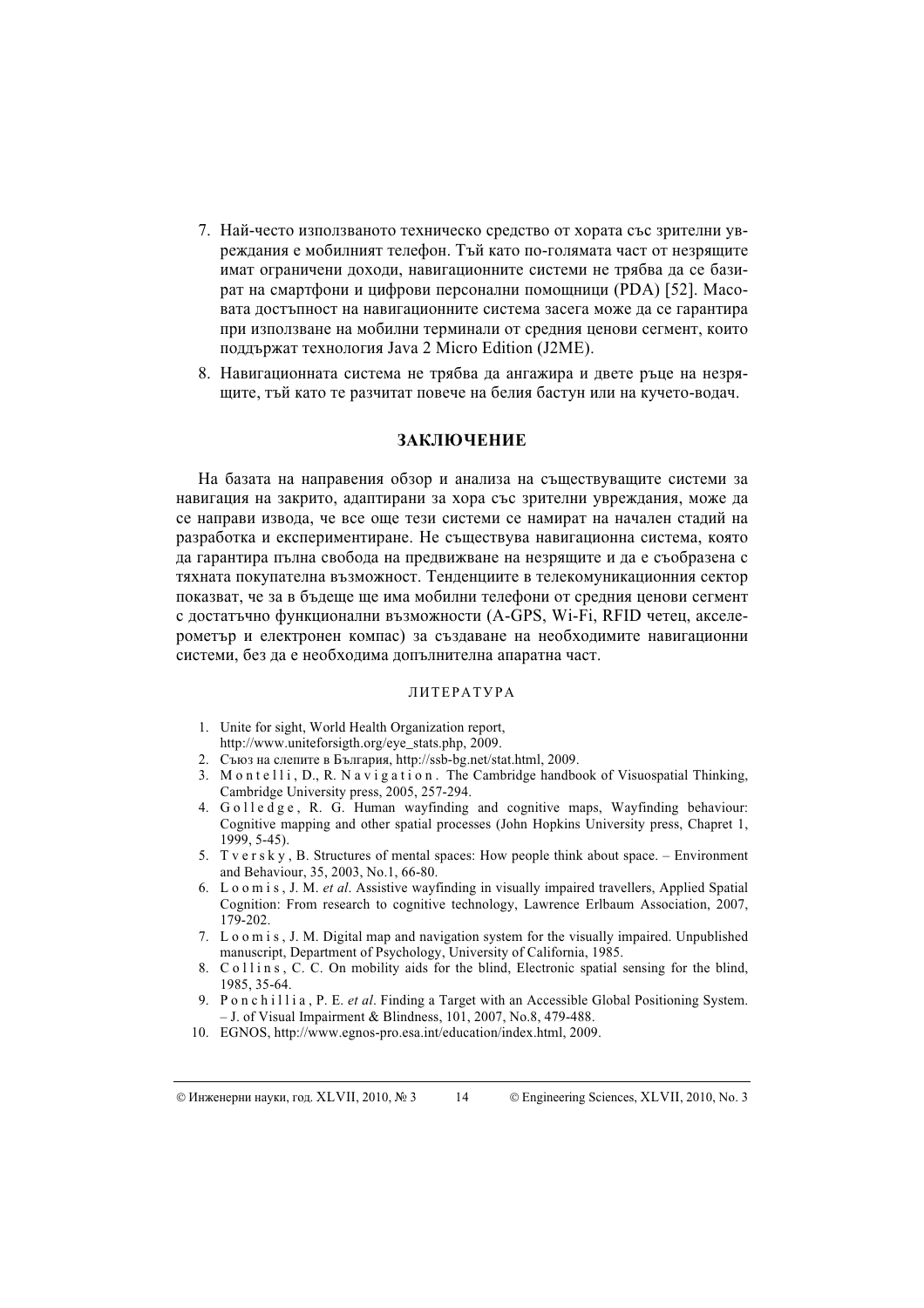7. Най-често използваното техническо средство от хората със зрителни увреждания е мобилният телефон. Тъй като по-голямата част от незрящите имат ограничени доходи, навигационните системи не трябва да се базират на смартфони и цифрови персонални помощници (PDA) [52]. Масовата достъпност на навигационните система засега може да се гарантира при използване на мобилни терминали от средния ценови сегмент, които поддържат технология Java 2 Micro Edition (J2ME).
8. Навигационната система не трябва да ангажира и двете ръце на незрящите, тъй като те разчитат повече на белия бастун или на кучето-водач.

## ЗАКЛЮЧЕНИЕ

На базата на направения обзор и анализа на съществуващите системи за навигация на закрито, адаптирани за хора със зрителни увреждания, може да се направи извода, че все още тези системи се намират на начален стадий на разработка и експериментиране. Не съществува навигационна система, която да гарантира пълна свобода на предвижване на незрящите и да е съобразена с тяхната покупателна възможност. Тенденциите в телекомуникационния сектор показват, че за в бъдеще ще има мобилни телефони от средния ценови сегмент с достатъчно функционални възможности (A-GPS, Wi-Fi, RFID четец, акселерометър и електронен компас) за създаване на необходимите навигационни системи, без да е необходима допълнителна апаратна част.

### ЛИТЕРАТУРА

1. Unite for sight, World Health Organization report, http://www.uniteforsigth.org/eye_stats.php, 2009.
2. Съюз на слепите в България, http://ssb-bg.net/stat.html, 2009.
3. Montelli, D., R. Navigation. The Cambridge handbook of Visuospatial Thinking, Cambridge University press, 2005, 257-294.
4. Golledge, R. G. Human wayfinding and cognitive maps, Wayfinding behaviour: Cognitive mapping and other spatial processes (John Hopkins University press, Chapret 1, 1999, 5-45).
5. Tversky, B. Structures of mental spaces: How people think about space. – Environment and Behaviour, 35, 2003, No.1, 66-80.
6. Loomis, J. M. *et al*. Assistive wayfinding in visually impaired travellers, Applied Spatial Cognition: From research to cognitive technology, Lawrence Erlbaum Association, 2007, 179-202.
7. Loomis, J. M. Digital map and navigation system for the visually impaired. Unpublished manuscript, Department of Psychology, University of California, 1985.
8. Collins, C. C. On mobility aids for the blind, Electronic spatial sensing for the blind, 1985, 35-64.
9. Ponchillia, P. E. *et al*. Finding a Target with an Accessible Global Positioning System. – J. of Visual Impairment & Blindness, 101, 2007, No.8, 479-488.
10. EGNOS, http://www.egnos-pro.esa.int/education/index.html, 2009.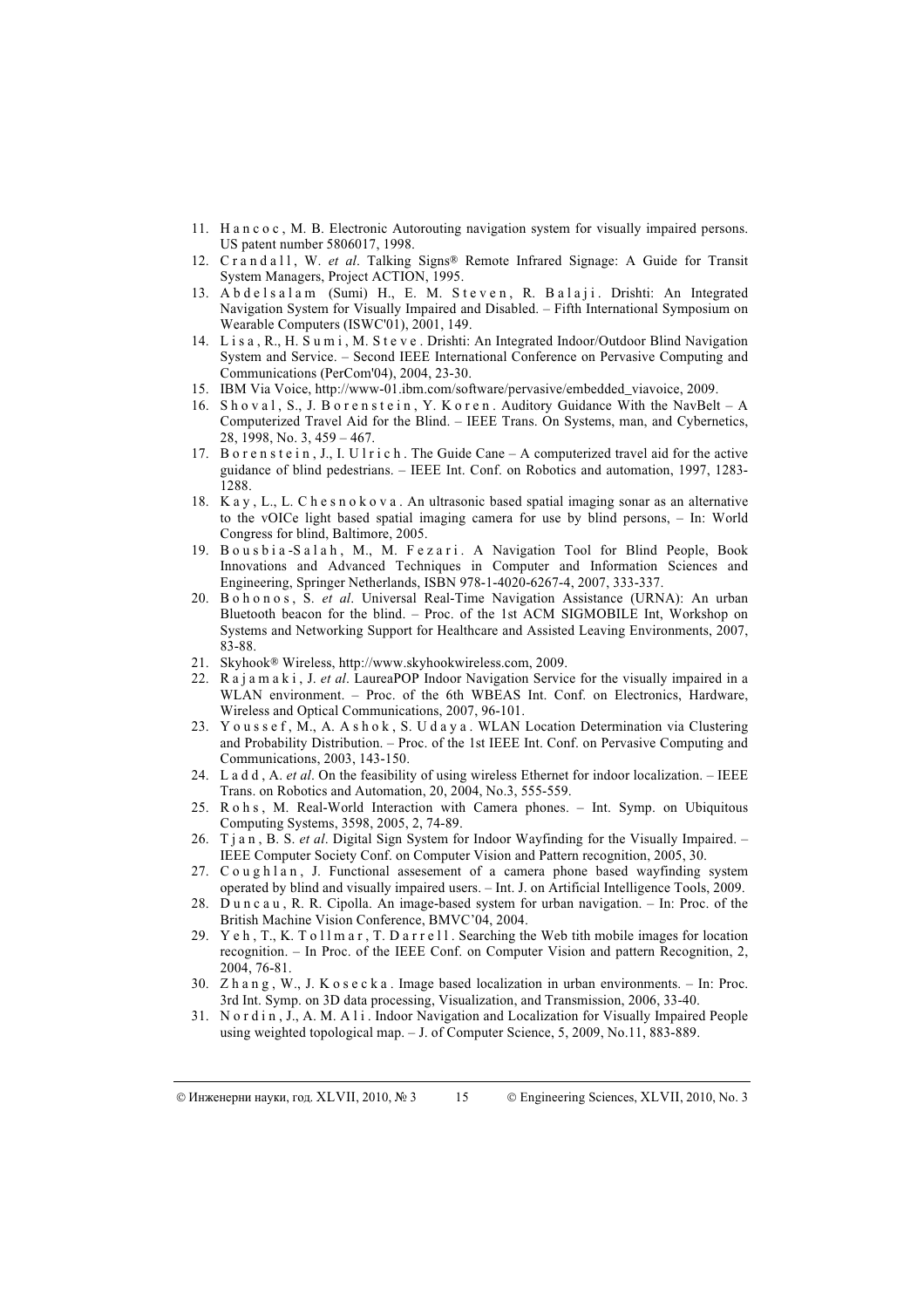11. Hancoc, M. B. Electronic Autorouting navigation system for visually impaired persons. US patent number 5806017, 1998.
12. Crandall, W. *et al*. Talking Signs® Remote Infrared Signage: A Guide for Transit System Managers, Project ACTION, 1995.
13. Abdelsalam (Sumi) H., E. M. Steven, R. Balaji. Drishti: An Integrated Navigation System for Visually Impaired and Disabled. – Fifth International Symposium on Wearable Computers (ISWC'01), 2001, 149.
14. Lisa, R., H. Sumi, M. Steve. Drishti: An Integrated Indoor/Outdoor Blind Navigation System and Service. – Second IEEE International Conference on Pervasive Computing and Communications (PerCom'04), 2004, 23-30.
15. IBM Via Voice, http://www-01.ibm.com/software/pervasive/embedded_viavoice, 2009.
16. Shoval, S., J. Borenstein, Y. Koren. Auditory Guidance With the NavBelt – A Computerized Travel Aid for the Blind. – IEEE Trans. On Systems, man, and Cybernetics, 28, 1998, No. 3, 459 – 467.
17. Borenstein, J., I. Ulrich. The Guide Cane – A computerized travel aid for the active guidance of blind pedestrians. – IEEE Int. Conf. on Robotics and automation, 1997, 1283-1288.
18. Kay, L., L. Chesnokova. An ultrasonic based spatial imaging sonar as an alternative to the vOICe light based spatial imaging camera for use by blind persons, – In: World Congress for blind, Baltimore, 2005.
19. Bousbia-Salah, M., M. Fezari. A Navigation Tool for Blind People, Book Innovations and Advanced Techniques in Computer and Information Sciences and Engineering, Springer Netherlands, ISBN 978-1-4020-6267-4, 2007, 333-337.
20. Bohonos, S. *et al*. Universal Real-Time Navigation Assistance (URNA): An urban Bluetooth beacon for the blind. – Proc. of the 1st ACM SIGMOBILE Int, Workshop on Systems and Networking Support for Healthcare and Assisted Leaving Environments, 2007, 83-88.
21. Skyhook® Wireless, http://www.skyhookwireless.com, 2009.
22. Rajamaki, J. *et al*. LaureaPOP Indoor Navigation Service for the visually impaired in a WLAN environment. – Proc. of the 6th WBEAS Int. Conf. on Electronics, Hardware, Wireless and Optical Communications, 2007, 96-101.
23. Youssef, M., A. Ashok, S. Udaya. WLAN Location Determination via Clustering and Probability Distribution. – Proc. of the 1st IEEE Int. Conf. on Pervasive Computing and Communications, 2003, 143-150.
24. Ladd, A. *et al*. On the feasibility of using wireless Ethernet for indoor localization. – IEEE Trans. on Robotics and Automation, 20, 2004, No.3, 555-559.
25. Rohs, M. Real-World Interaction with Camera phones. – Int. Symp. on Ubiquitous Computing Systems, 3598, 2005, 2, 74-89.
26. Tjan, B. S. *et al*. Digital Sign System for Indoor Wayfinding for the Visually Impaired. – IEEE Computer Society Conf. on Computer Vision and Pattern recognition, 2005, 30.
27. Coughlan, J. Functional assesement of a camera phone based wayfinding system operated by blind and visually impaired users. – Int. J. on Artificial Intelligence Tools, 2009.
28. Duncau, R. R. Cipolla. An image-based system for urban navigation. – In: Proc. of the British Machine Vision Conference, BMVC'04, 2004.
29. Yeh, T., K. Tollmar, T. Darrell. Searching the Web tith mobile images for location recognition. – In Proc. of the IEEE Conf. on Computer Vision and pattern Recognition, 2, 2004, 76-81.
30. Zhang, W., J. Kosecka. Image based localization in urban environments. – In: Proc. 3rd Int. Symp. on 3D data processing, Visualization, and Transmission, 2006, 33-40.
31. Nordin, J., A. M. Ali. Indoor Navigation and Localization for Visually Impaired People using weighted topological map. – J. of Computer Science, 5, 2009, No.11, 883-889.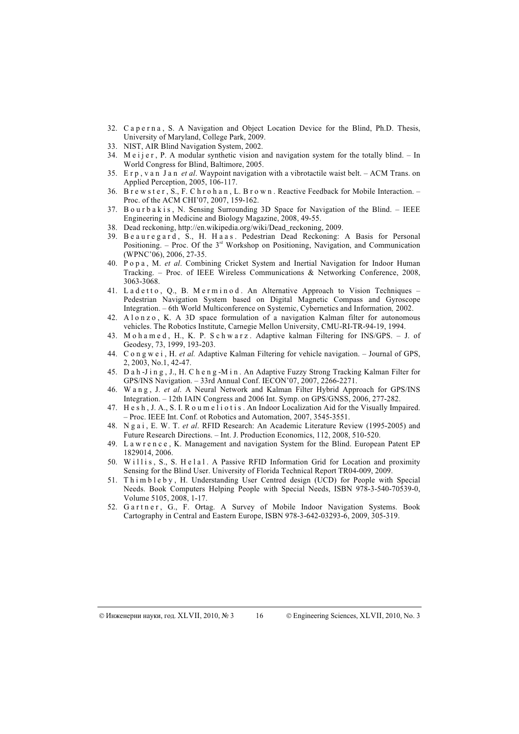32. Caperna, S. A Navigation and Object Location Device for the Blind, Ph.D. Thesis, University of Maryland, College Park, 2009.
33. NIST, AIR Blind Navigation System, 2002.
34. Meijer, P. A modular synthetic vision and navigation system for the totally blind. – In World Congress for Blind, Baltimore, 2005.
35. Erp, van Jan *et al*. Waypoint navigation with a vibrotactile waist belt. – ACM Trans. on Applied Perception, 2005, 106-117.
36. Brewster, S., F. Chrohan, L. Brown. Reactive Feedback for Mobile Interaction. – Proc. of the ACM CHI'07, 2007, 159-162.
37. Bourbakis, N. Sensing Surrounding 3D Space for Navigation of the Blind. – IEEE Engineering in Medicine and Biology Magazine, 2008, 49-55.
38. Dead reckoning, http://en.wikipedia.org/wiki/Dead_reckoning, 2009.
39. Beauregard, S., H. Haas. Pedestrian Dead Reckoning: A Basis for Personal Positioning. – Proc. Of the 3rd Workshop on Positioning, Navigation, and Communication (WPNC'06), 2006, 27-35.
40. Popa, M. *et al*. Combining Cricket System and Inertial Navigation for Indoor Human Tracking. – Proc. of IEEE Wireless Communications & Networking Conference, 2008, 3063-3068.
41. Ladetto, Q., B. Merminod. An Alternative Approach to Vision Techniques – Pedestrian Navigation System based on Digital Magnetic Compass and Gyroscope Integration. – 6th World Multiconference on Systemic, Cybernetics and Information*,* 2002.
42. Alonzo, K. A 3D space formulation of a navigation Kalman filter for autonomous vehicles. The Robotics Institute, Carnegie Mellon University, CMU-RI-TR-94-19, 1994.
43. Mohamed, H., K. P. Schwarz. Adaptive kalman Filtering for INS/GPS. – J. of Geodesy, 73, 1999, 193-203.
44. Congwei, H. *et al.* Adaptive Kalman Filtering for vehicle navigation. – Journal of GPS, 2, 2003, No.1, 42-47.
45. Dah-Jing, J., H. Cheng-Min. An Adaptive Fuzzy Strong Tracking Kalman Filter for GPS/INS Navigation. – 33rd Annual Conf. IECON'07, 2007, 2266-2271.
46. Wang, J. *et al*. A Neural Network and Kalman Filter Hybrid Approach for GPS/INS Integration. – 12th IAIN Congress and 2006 Int. Symp. on GPS/GNSS, 2006, 277-282.
47. Hesh, J. A., S. I. Roumeliotis. An Indoor Localization Aid for the Visually Impaired. – Proc. IEEE Int. Conf. ot Robotics and Automation, 2007, 3545-3551.
48. Ngai, E. W. T. *et al*. RFID Research: An Academic Literature Review (1995-2005) and Future Research Directions. – Int. J. Production Economics, 112, 2008, 510-520.
49. Lawrence, K. Management and navigation System for the Blind. European Patent EP 1829014, 2006.
50. Willis, S., S. Helal. A Passive RFID Information Grid for Location and proximity Sensing for the Blind User. University of Florida Technical Report TR04-009, 2009.
51. Thimbleby, H. Understanding User Centred design (UCD) for People with Special Needs. Book Computers Helping People with Special Needs, ISBN 978-3-540-70539-0, Volume 5105, 2008, 1-17.
52. Gartner, G., F. Ortag. A Survey of Mobile Indoor Navigation Systems. Book Cartography in Central and Eastern Europe, ISBN 978-3-642-03293-6, 2009, 305-319.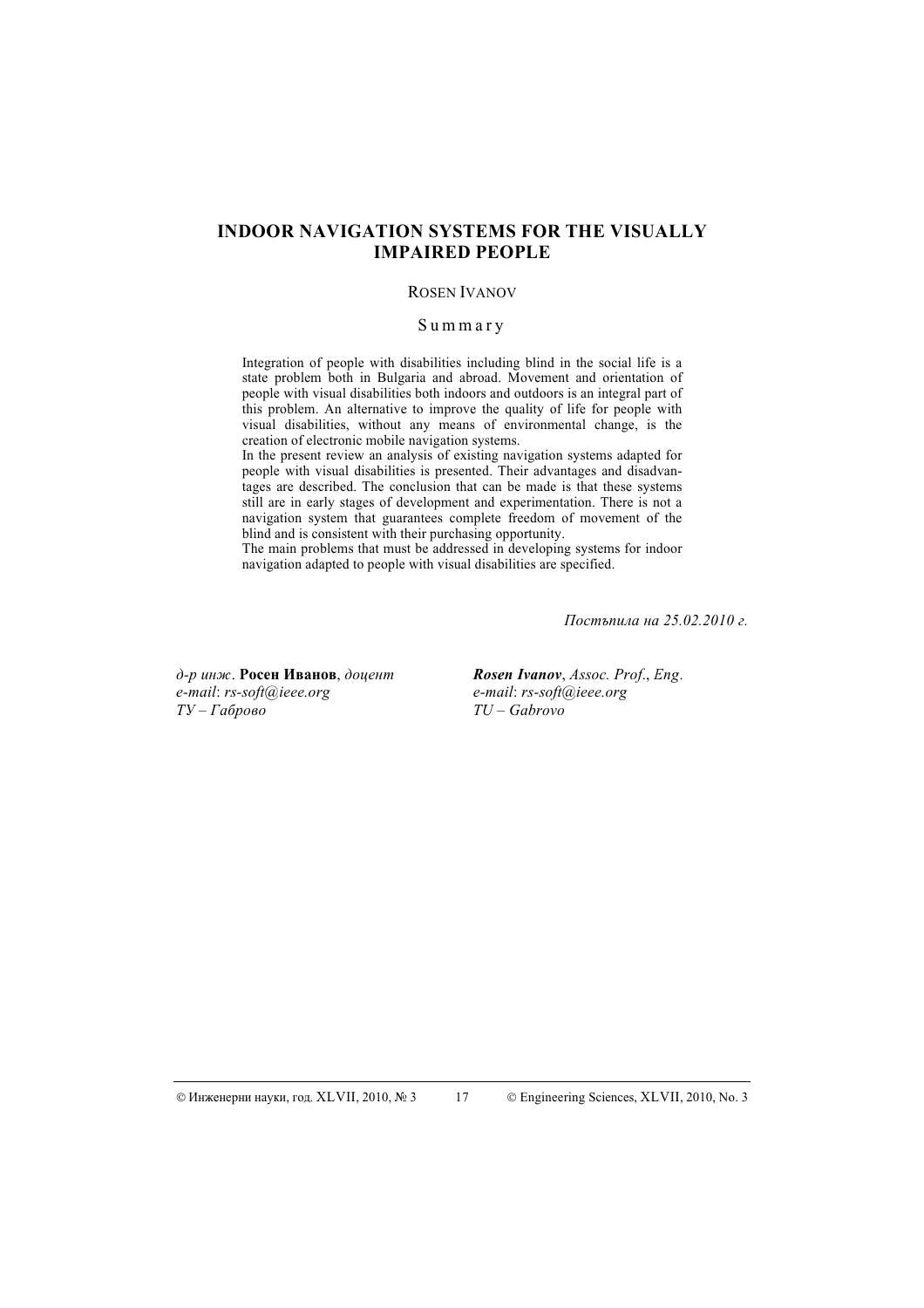# INDOOR NAVIGATION SYSTEMS FOR THE VISUALLY IMPAIRED PEOPLE

ROSEN IVANOV

## Summary

Integration of people with disabilities including blind in the social life is a state problem both in Bulgaria and abroad. Movement and orientation of people with visual disabilities both indoors and outdoors is an integral part of this problem. An alternative to improve the quality of life for people with visual disabilities, without any means of environmental change, is the creation of electronic mobile navigation systems.

In the present review an analysis of existing navigation systems adapted for people with visual disabilities is presented. Their advantages and disadvantages are described. The conclusion that can be made is that these systems still are in early stages of development and experimentation. There is not a navigation system that guarantees complete freedom of movement of the blind and is consistent with their purchasing opportunity.

The main problems that must be addressed in developing systems for indoor navigation adapted to people with visual disabilities are specified.

*Постъпила на 25.02.2010 г.*

*д-р инж*. **Росен Иванов**, *доцент*
*e-mail*: *rs-soft@ieee.org*
*ТУ – Габрово*

***Rosen Ivanov***, *Assoc. Prof., Eng.*
*e-mail*: *rs-soft@ieee.org*
*TU – Gabrovo*